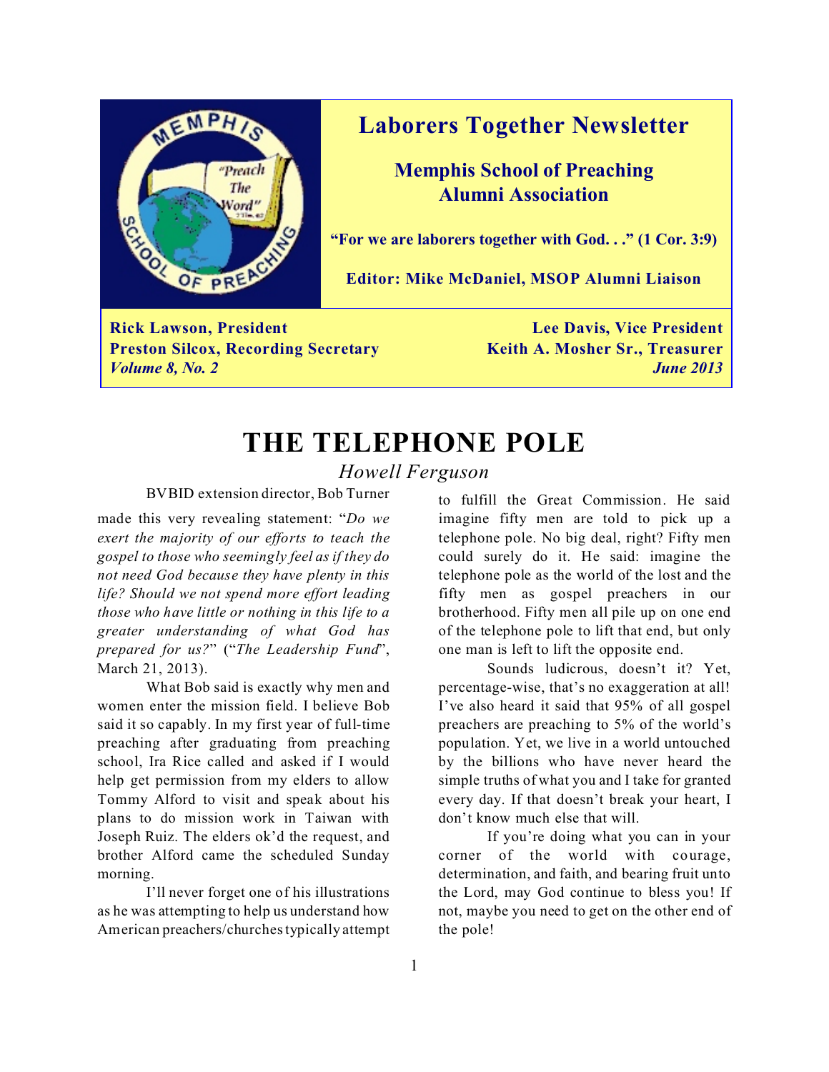# Laborers Together Newsletter

## Memphis School of Preaching Alumni Association

**"For we are laborers together with God. . ." (1 Cor. 3:9)**

**Editor: Mike McDaniel, MSOP Alumni Liaison**

**Rick Lawson, President** | **Lee Davis, Vice President**
**Preston Silcox, Recording Secretary** | **Keith A. Mosher Sr., Treasurer**
***Volume 8, No. 2*** | ***June 2013***

# THE TELEPHONE POLE

*Howell Ferguson*

BVBID extension director, Bob Turner made this very revealing statement: "*Do we exert the majority of our efforts to teach the gospel to those who seemingly feel as if they do not need God because they have plenty in this life? Should we not spend more effort leading those who have little or nothing in this life to a greater understanding of what God has prepared for us?*" ("*The Leadership Fund*", March 21, 2013).

What Bob said is exactly why men and women enter the mission field. I believe Bob said it so capably. In my first year of full-time preaching after graduating from preaching school, Ira Rice called and asked if I would help get permission from my elders to allow Tommy Alford to visit and speak about his plans to do mission work in Taiwan with Joseph Ruiz. The elders ok'd the request, and brother Alford came the scheduled Sunday morning.

I'll never forget one of his illustrations as he was attempting to help us understand how American preachers/churches typically attempt to fulfill the Great Commission. He said imagine fifty men are told to pick up a telephone pole. No big deal, right? Fifty men could surely do it. He said: imagine the telephone pole as the world of the lost and the fifty men as gospel preachers in our brotherhood. Fifty men all pile up on one end of the telephone pole to lift that end, but only one man is left to lift the opposite end.

Sounds ludicrous, doesn't it? Yet, percentage-wise, that's no exaggeration at all! I've also heard it said that 95% of all gospel preachers are preaching to 5% of the world's population. Yet, we live in a world untouched by the billions who have never heard the simple truths of what you and I take for granted every day. If that doesn't break your heart, I don't know much else that will.

If you're doing what you can in your corner of the world with courage, determination, and faith, and bearing fruit unto the Lord, may God continue to bless you! If not, maybe you need to get on the other end of the pole!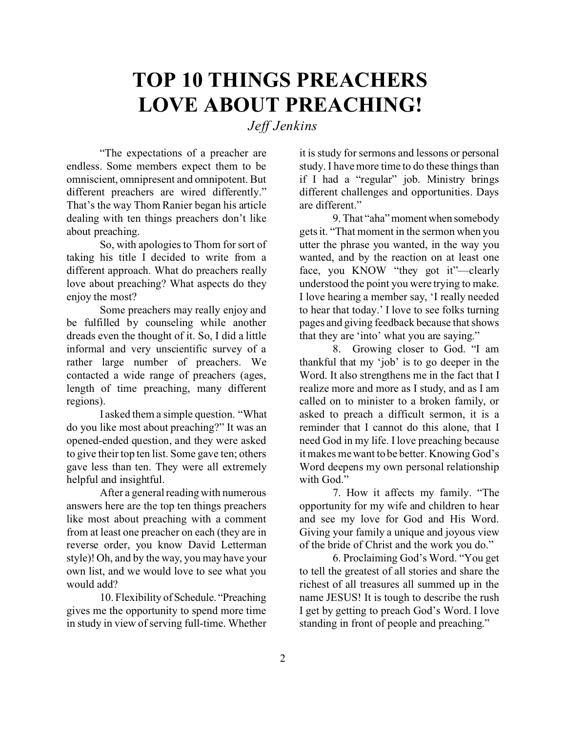# TOP 10 THINGS PREACHERS LOVE ABOUT PREACHING!

*Jeff Jenkins*

"The expectations of a preacher are endless. Some members expect them to be omniscient, omnipresent and omnipotent. But different preachers are wired differently." That's the way Thom Ranier began his article dealing with ten things preachers don't like about preaching.

So, with apologies to Thom for sort of taking his title I decided to write from a different approach. What do preachers really love about preaching? What aspects do they enjoy the most?

Some preachers may really enjoy and be fulfilled by counseling while another dreads even the thought of it. So, I did a little informal and very unscientific survey of a rather large number of preachers. We contacted a wide range of preachers (ages, length of time preaching, many different regions).

I asked them a simple question. "What do you like most about preaching?" It was an opened-ended question, and they were asked to give their top ten list. Some gave ten; others gave less than ten. They were all extremely helpful and insightful.

After a general reading with numerous answers here are the top ten things preachers like most about preaching with a comment from at least one preacher on each (they are in reverse order, you know David Letterman style)! Oh, and by the way, you may have your own list, and we would love to see what you would add?

10. Flexibility of Schedule. "Preaching gives me the opportunity to spend more time in study in view of serving full-time. Whether it is study for sermons and lessons or personal study. I have more time to do these things than if I had a "regular" job. Ministry brings different challenges and opportunities. Days are different."

9. That "aha" moment when somebody gets it. "That moment in the sermon when you utter the phrase you wanted, in the way you wanted, and by the reaction on at least one face, you KNOW "they got it"—clearly understood the point you were trying to make. I love hearing a member say, 'I really needed to hear that today.' I love to see folks turning pages and giving feedback because that shows that they are 'into' what you are saying."

8. Growing closer to God. "I am thankful that my 'job' is to go deeper in the Word. It also strengthens me in the fact that I realize more and more as I study, and as I am called on to minister to a broken family, or asked to preach a difficult sermon, it is a reminder that I cannot do this alone, that I need God in my life. I love preaching because it makes me want to be better. Knowing God's Word deepens my own personal relationship with God."

7. How it affects my family. "The opportunity for my wife and children to hear and see my love for God and His Word. Giving your family a unique and joyous view of the bride of Christ and the work you do."

6. Proclaiming God's Word. "You get to tell the greatest of all stories and share the richest of all treasures all summed up in the name JESUS! It is tough to describe the rush I get by getting to preach God's Word. I love standing in front of people and preaching."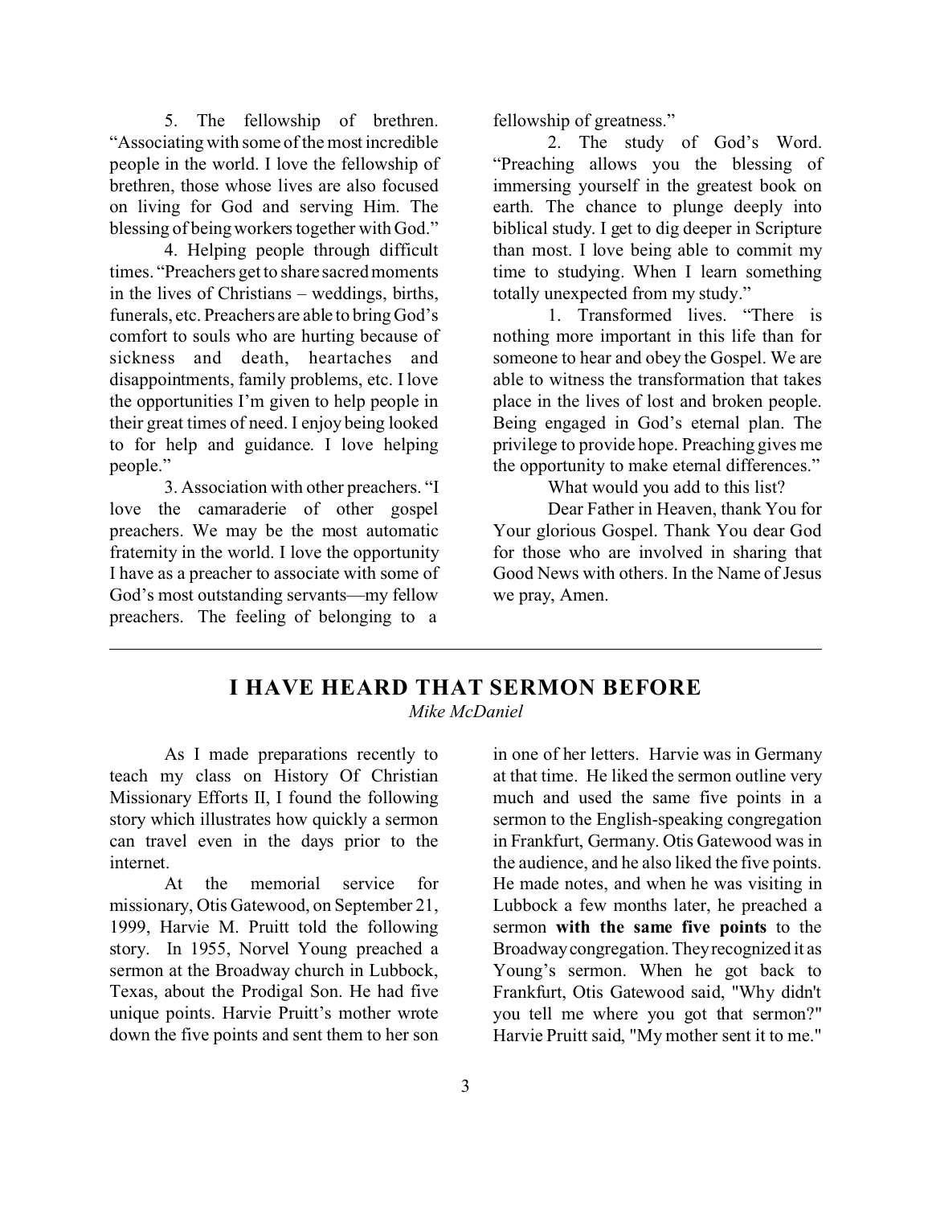5. The fellowship of brethren. "Associating with some of the most incredible people in the world. I love the fellowship of brethren, those whose lives are also focused on living for God and serving Him. The blessing of being workers together with God."

4. Helping people through difficult times. "Preachers get to share sacred moments in the lives of Christians – weddings, births, funerals, etc. Preachers are able to bring God's comfort to souls who are hurting because of sickness and death, heartaches and disappointments, family problems, etc. I love the opportunities I'm given to help people in their great times of need. I enjoy being looked to for help and guidance. I love helping people."

3. Association with other preachers. "I love the camaraderie of other gospel preachers. We may be the most automatic fraternity in the world. I love the opportunity I have as a preacher to associate with some of God's most outstanding servants—my fellow preachers. The feeling of belonging to a fellowship of greatness."

2. The study of God's Word. "Preaching allows you the blessing of immersing yourself in the greatest book on earth. The chance to plunge deeply into biblical study. I get to dig deeper in Scripture than most. I love being able to commit my time to studying. When I learn something totally unexpected from my study."

1. Transformed lives. "There is nothing more important in this life than for someone to hear and obey the Gospel. We are able to witness the transformation that takes place in the lives of lost and broken people. Being engaged in God's eternal plan. The privilege to provide hope. Preaching gives me the opportunity to make eternal differences."

What would you add to this list?

Dear Father in Heaven, thank You for Your glorious Gospel. Thank You dear God for those who are involved in sharing that Good News with others. In the Name of Jesus we pray, Amen.

---

## I HAVE HEARD THAT SERMON BEFORE

*Mike McDaniel*

As I made preparations recently to teach my class on History Of Christian Missionary Efforts II, I found the following story which illustrates how quickly a sermon can travel even in the days prior to the internet.

At the memorial service for missionary, Otis Gatewood, on September 21, 1999, Harvie M. Pruitt told the following story. In 1955, Norvel Young preached a sermon at the Broadway church in Lubbock, Texas, about the Prodigal Son. He had five unique points. Harvie Pruitt's mother wrote down the five points and sent them to her son in one of her letters. Harvie was in Germany at that time. He liked the sermon outline very much and used the same five points in a sermon to the English-speaking congregation in Frankfurt, Germany. Otis Gatewood was in the audience, and he also liked the five points. He made notes, and when he was visiting in Lubbock a few months later, he preached a sermon **with the same five points** to the Broadway congregation. They recognized it as Young's sermon. When he got back to Frankfurt, Otis Gatewood said, "Why didn't you tell me where you got that sermon?" Harvie Pruitt said, "My mother sent it to me."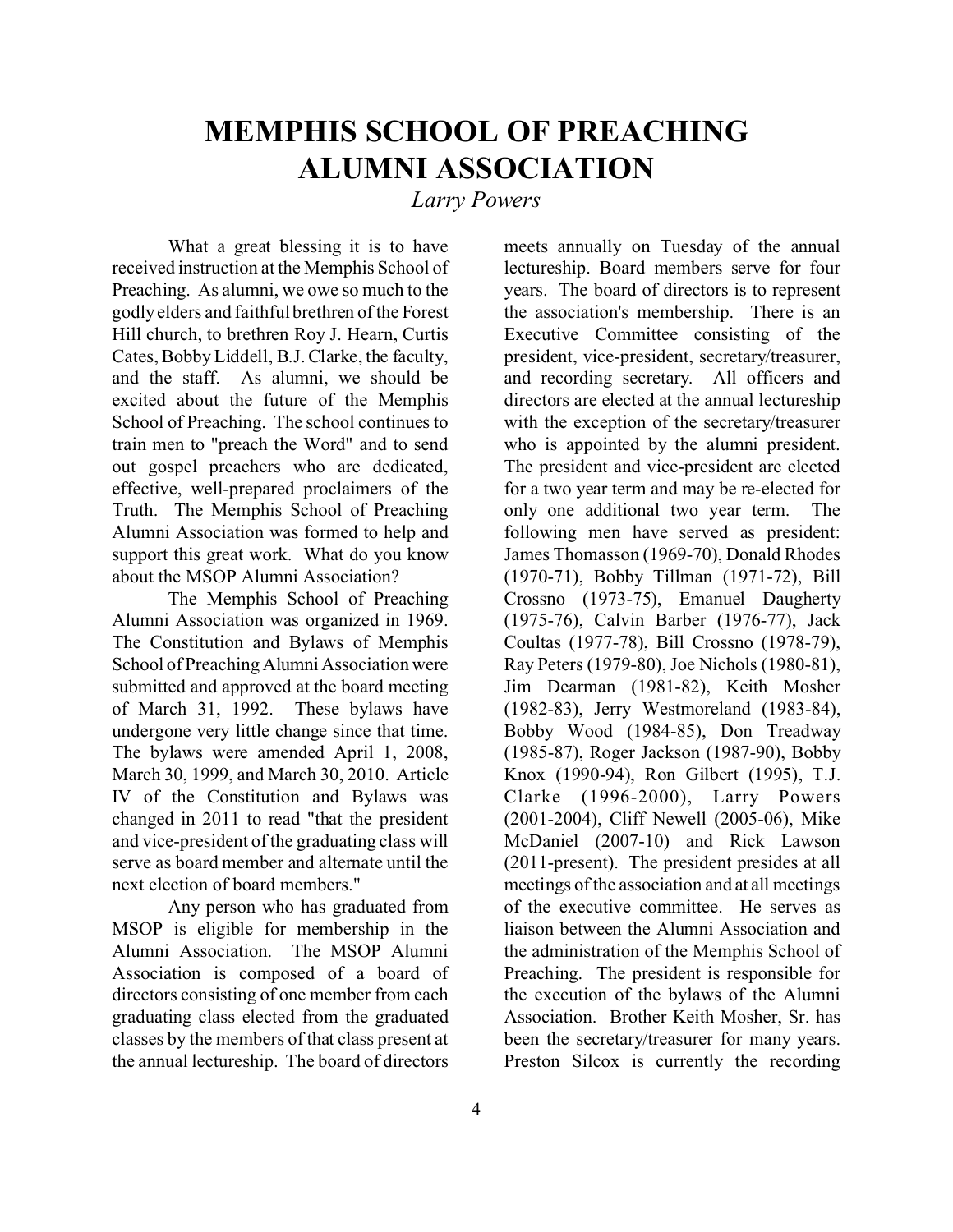# MEMPHIS SCHOOL OF PREACHING ALUMNI ASSOCIATION

*Larry Powers*

What a great blessing it is to have received instruction at the Memphis School of Preaching. As alumni, we owe so much to the godly elders and faithful brethren of the Forest Hill church, to brethren Roy J. Hearn, Curtis Cates, Bobby Liddell, B.J. Clarke, the faculty, and the staff. As alumni, we should be excited about the future of the Memphis School of Preaching. The school continues to train men to "preach the Word" and to send out gospel preachers who are dedicated, effective, well-prepared proclaimers of the Truth. The Memphis School of Preaching Alumni Association was formed to help and support this great work. What do you know about the MSOP Alumni Association?

The Memphis School of Preaching Alumni Association was organized in 1969. The Constitution and Bylaws of Memphis School of Preaching Alumni Association were submitted and approved at the board meeting of March 31, 1992. These bylaws have undergone very little change since that time. The bylaws were amended April 1, 2008, March 30, 1999, and March 30, 2010. Article IV of the Constitution and Bylaws was changed in 2011 to read "that the president and vice-president of the graduating class will serve as board member and alternate until the next election of board members."

Any person who has graduated from MSOP is eligible for membership in the Alumni Association. The MSOP Alumni Association is composed of a board of directors consisting of one member from each graduating class elected from the graduated classes by the members of that class present at the annual lectureship. The board of directors meets annually on Tuesday of the annual lectureship. Board members serve for four years. The board of directors is to represent the association's membership. There is an Executive Committee consisting of the president, vice-president, secretary/treasurer, and recording secretary. All officers and directors are elected at the annual lectureship with the exception of the secretary/treasurer who is appointed by the alumni president. The president and vice-president are elected for a two year term and may be re-elected for only one additional two year term. The following men have served as president: James Thomasson (1969-70), Donald Rhodes (1970-71), Bobby Tillman (1971-72), Bill Crossno (1973-75), Emanuel Daugherty (1975-76), Calvin Barber (1976-77), Jack Coultas (1977-78), Bill Crossno (1978-79), Ray Peters (1979-80), Joe Nichols (1980-81), Jim Dearman (1981-82), Keith Mosher (1982-83), Jerry Westmoreland (1983-84), Bobby Wood (1984-85), Don Treadway (1985-87), Roger Jackson (1987-90), Bobby Knox (1990-94), Ron Gilbert (1995), T.J. Clarke (1996-2000), Larry Powers (2001-2004), Cliff Newell (2005-06), Mike McDaniel (2007-10) and Rick Lawson (2011-present). The president presides at all meetings of the association and at all meetings of the executive committee. He serves as liaison between the Alumni Association and the administration of the Memphis School of Preaching. The president is responsible for the execution of the bylaws of the Alumni Association. Brother Keith Mosher, Sr. has been the secretary/treasurer for many years. Preston Silcox is currently the recording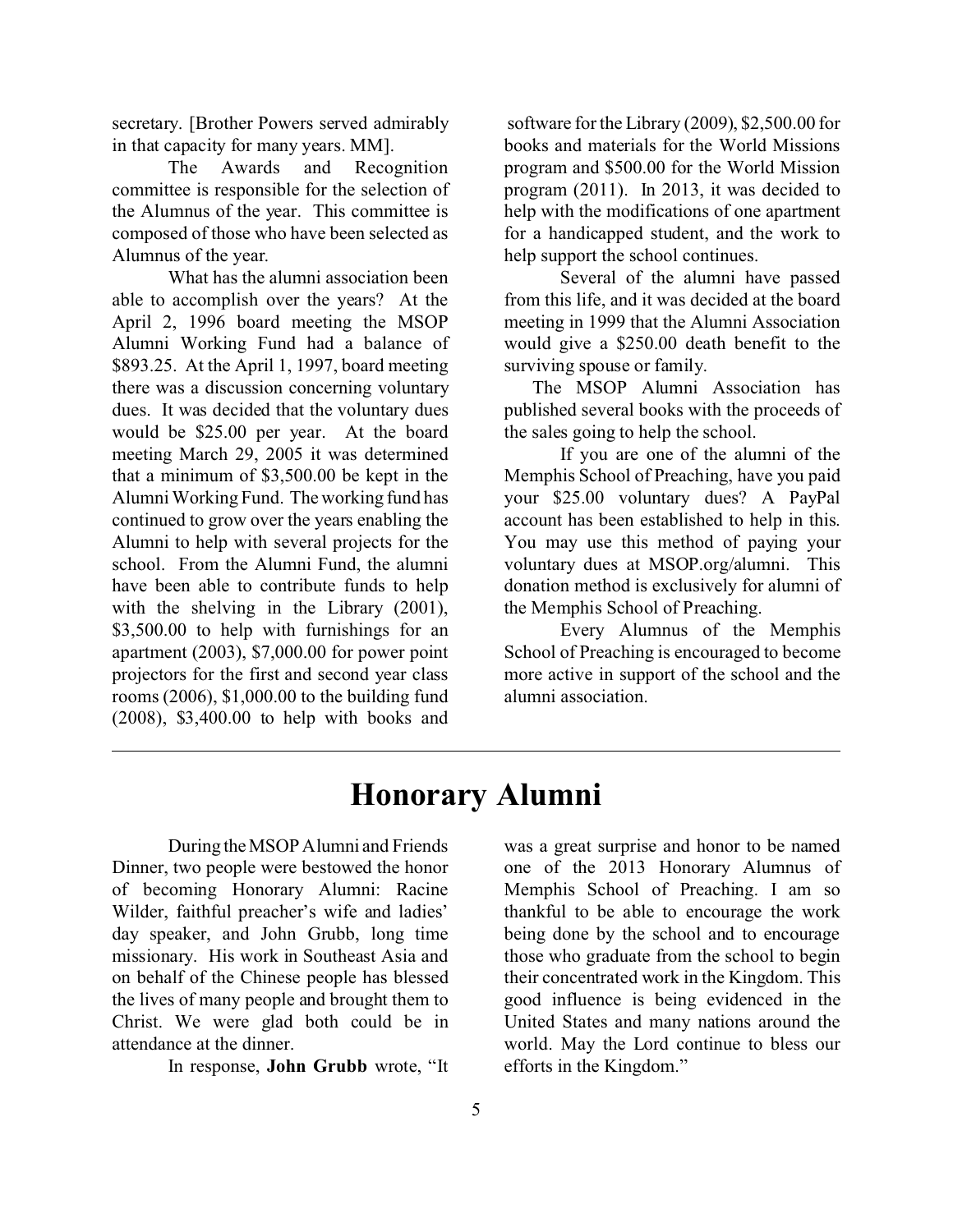secretary. [Brother Powers served admirably in that capacity for many years. MM].

The Awards and Recognition committee is responsible for the selection of the Alumnus of the year. This committee is composed of those who have been selected as Alumnus of the year.

What has the alumni association been able to accomplish over the years? At the April 2, 1996 board meeting the MSOP Alumni Working Fund had a balance of $893.25. At the April 1, 1997, board meeting there was a discussion concerning voluntary dues. It was decided that the voluntary dues would be $25.00 per year. At the board meeting March 29, 2005 it was determined that a minimum of $3,500.00 be kept in the Alumni Working Fund. The working fund has continued to grow over the years enabling the Alumni to help with several projects for the school. From the Alumni Fund, the alumni have been able to contribute funds to help with the shelving in the Library (2001), $3,500.00 to help with furnishings for an apartment (2003), $7,000.00 for power point projectors for the first and second year class rooms (2006), $1,000.00 to the building fund (2008), $3,400.00 to help with books and software for the Library (2009), $2,500.00 for books and materials for the World Missions program and $500.00 for the World Mission program (2011). In 2013, it was decided to help with the modifications of one apartment for a handicapped student, and the work to help support the school continues.

Several of the alumni have passed from this life, and it was decided at the board meeting in 1999 that the Alumni Association would give a $250.00 death benefit to the surviving spouse or family.

The MSOP Alumni Association has published several books with the proceeds of the sales going to help the school.

If you are one of the alumni of the Memphis School of Preaching, have you paid your $25.00 voluntary dues? A PayPal account has been established to help in this. You may use this method of paying your voluntary dues at MSOP.org/alumni. This donation method is exclusively for alumni of the Memphis School of Preaching.

Every Alumnus of the Memphis School of Preaching is encouraged to become more active in support of the school and the alumni association.

---

# Honorary Alumni

During the MSOP Alumni and Friends Dinner, two people were bestowed the honor of becoming Honorary Alumni: Racine Wilder, faithful preacher's wife and ladies' day speaker, and John Grubb, long time missionary. His work in Southeast Asia and on behalf of the Chinese people has blessed the lives of many people and brought them to Christ. We were glad both could be in attendance at the dinner.

In response, **John Grubb** wrote, "It was a great surprise and honor to be named one of the 2013 Honorary Alumnus of Memphis School of Preaching. I am so thankful to be able to encourage the work being done by the school and to encourage those who graduate from the school to begin their concentrated work in the Kingdom. This good influence is being evidenced in the United States and many nations around the world. May the Lord continue to bless our efforts in the Kingdom."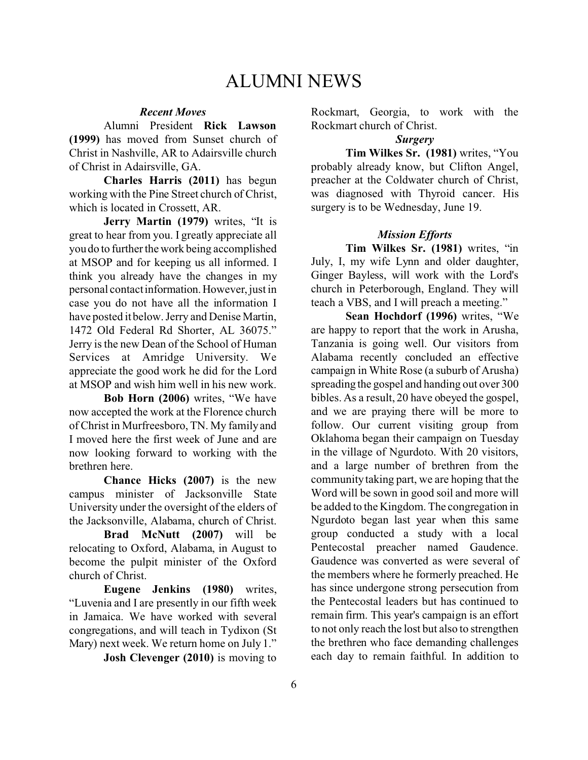# ALUMNI NEWS

***Recent Moves***

Alumni President **Rick Lawson (1999)** has moved from Sunset church of Christ in Nashville, AR to Adairsville church of Christ in Adairsville, GA.

**Charles Harris (2011)** has begun working with the Pine Street church of Christ, which is located in Crossett, AR.

**Jerry Martin (1979)** writes, "It is great to hear from you. I greatly appreciate all you do to further the work being accomplished at MSOP and for keeping us all informed. I think you already have the changes in my personal contact information. However, just in case you do not have all the information I have posted it below. Jerry and Denise Martin, 1472 Old Federal Rd Shorter, AL 36075." Jerry is the new Dean of the School of Human Services at Amridge University. We appreciate the good work he did for the Lord at MSOP and wish him well in his new work.

**Bob Horn (2006)** writes, "We have now accepted the work at the Florence church of Christ in Murfreesboro, TN. My family and I moved here the first week of June and are now looking forward to working with the brethren here.

**Chance Hicks (2007)** is the new campus minister of Jacksonville State University under the oversight of the elders of the Jacksonville, Alabama, church of Christ.

**Brad McNutt (2007)** will be relocating to Oxford, Alabama, in August to become the pulpit minister of the Oxford church of Christ.

**Eugene Jenkins (1980)** writes, "Luvenia and I are presently in our fifth week in Jamaica. We have worked with several congregations, and will teach in Tydixon (St Mary) next week. We return home on July 1."

**Josh Clevenger (2010)** is moving to Rockmart, Georgia, to work with the Rockmart church of Christ.

***Surgery***

**Tim Wilkes Sr. (1981)** writes, "You probably already know, but Clifton Angel, preacher at the Coldwater church of Christ, was diagnosed with Thyroid cancer. His surgery is to be Wednesday, June 19.

***Mission Efforts***

**Tim Wilkes Sr. (1981)** writes, "in July, I, my wife Lynn and older daughter, Ginger Bayless, will work with the Lord's church in Peterborough, England. They will teach a VBS, and I will preach a meeting."

**Sean Hochdorf (1996)** writes, "We are happy to report that the work in Arusha, Tanzania is going well. Our visitors from Alabama recently concluded an effective campaign in White Rose (a suburb of Arusha) spreading the gospel and handing out over 300 bibles. As a result, 20 have obeyed the gospel, and we are praying there will be more to follow. Our current visiting group from Oklahoma began their campaign on Tuesday in the village of Ngurdoto. With 20 visitors, and a large number of brethren from the community taking part, we are hoping that the Word will be sown in good soil and more will be added to the Kingdom. The congregation in Ngurdoto began last year when this same group conducted a study with a local Pentecostal preacher named Gaudence. Gaudence was converted as were several of the members where he formerly preached. He has since undergone strong persecution from the Pentecostal leaders but has continued to remain firm. This year's campaign is an effort to not only reach the lost but also to strengthen the brethren who face demanding challenges each day to remain faithful. In addition to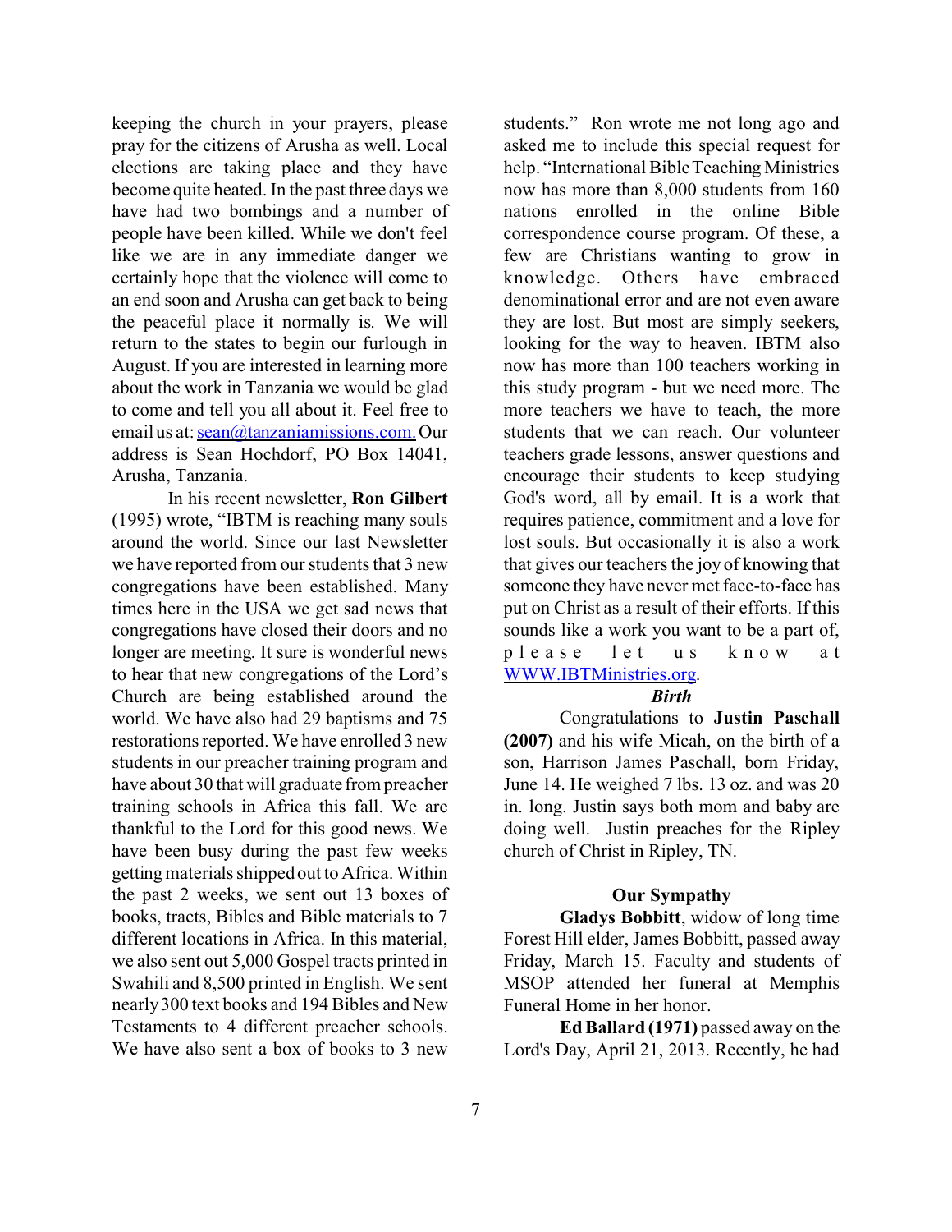keeping the church in your prayers, please pray for the citizens of Arusha as well. Local elections are taking place and they have become quite heated. In the past three days we have had two bombings and a number of people have been killed. While we don't feel like we are in any immediate danger we certainly hope that the violence will come to an end soon and Arusha can get back to being the peaceful place it normally is. We will return to the states to begin our furlough in August. If you are interested in learning more about the work in Tanzania we would be glad to come and tell you all about it. Feel free to email us at: sean@tanzaniamissions.com. Our address is Sean Hochdorf, PO Box 14041, Arusha, Tanzania.

In his recent newsletter, **Ron Gilbert** (1995) wrote, "IBTM is reaching many souls around the world. Since our last Newsletter we have reported from our students that 3 new congregations have been established. Many times here in the USA we get sad news that congregations have closed their doors and no longer are meeting. It sure is wonderful news to hear that new congregations of the Lord's Church are being established around the world. We have also had 29 baptisms and 75 restorations reported. We have enrolled 3 new students in our preacher training program and have about 30 that will graduate from preacher training schools in Africa this fall. We are thankful to the Lord for this good news. We have been busy during the past few weeks getting materials shipped out to Africa. Within the past 2 weeks, we sent out 13 boxes of books, tracts, Bibles and Bible materials to 7 different locations in Africa. In this material, we also sent out 5,000 Gospel tracts printed in Swahili and 8,500 printed in English. We sent nearly 300 text books and 194 Bibles and New Testaments to 4 different preacher schools. We have also sent a box of books to 3 new students." Ron wrote me not long ago and asked me to include this special request for help. "International Bible Teaching Ministries now has more than 8,000 students from 160 nations enrolled in the online Bible correspondence course program. Of these, a few are Christians wanting to grow in knowledge. Others have embraced denominational error and are not even aware they are lost. But most are simply seekers, looking for the way to heaven. IBTM also now has more than 100 teachers working in this study program - but we need more. The more teachers we have to teach, the more students that we can reach. Our volunteer teachers grade lessons, answer questions and encourage their students to keep studying God's word, all by email. It is a work that requires patience, commitment and a love for lost souls. But occasionally it is also a work that gives our teachers the joy of knowing that someone they have never met face-to-face has put on Christ as a result of their efforts. If this sounds like a work you want to be a part of, please let us know at WWW.IBTMinistries.org.

### *Birth*

Congratulations to **Justin Paschall (2007)** and his wife Micah, on the birth of a son, Harrison James Paschall, born Friday, June 14. He weighed 7 lbs. 13 oz. and was 20 in. long. Justin says both mom and baby are doing well. Justin preaches for the Ripley church of Christ in Ripley, TN.

### Our Sympathy

**Gladys Bobbitt**, widow of long time Forest Hill elder, James Bobbitt, passed away Friday, March 15. Faculty and students of MSOP attended her funeral at Memphis Funeral Home in her honor.

**Ed Ballard (1971)** passed away on the Lord's Day, April 21, 2013. Recently, he had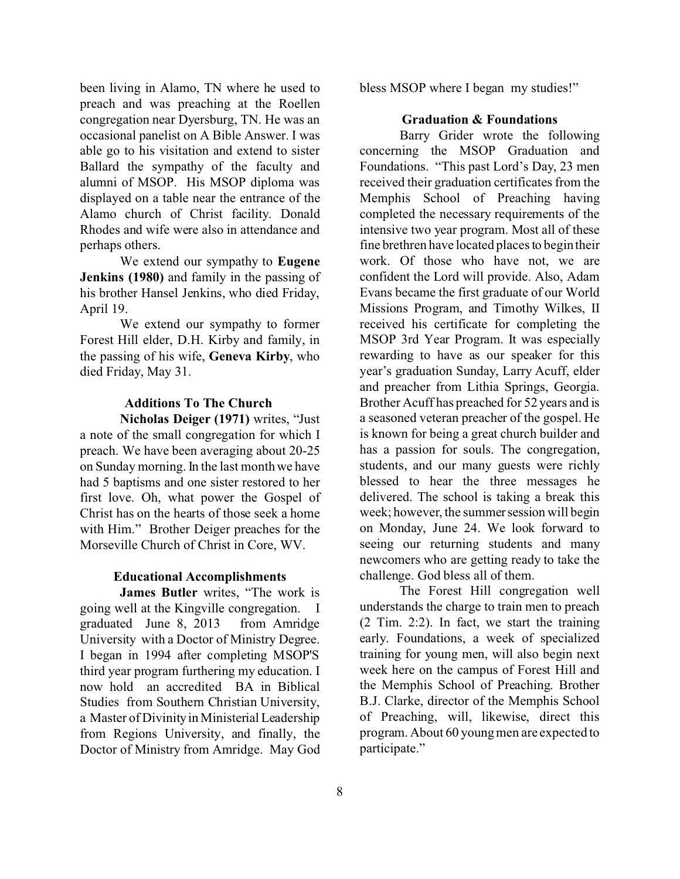been living in Alamo, TN where he used to preach and was preaching at the Roellen congregation near Dyersburg, TN. He was an occasional panelist on A Bible Answer. I was able go to his visitation and extend to sister Ballard the sympathy of the faculty and alumni of MSOP. His MSOP diploma was displayed on a table near the entrance of the Alamo church of Christ facility. Donald Rhodes and wife were also in attendance and perhaps others.

We extend our sympathy to **Eugene Jenkins (1980)** and family in the passing of his brother Hansel Jenkins, who died Friday, April 19.

We extend our sympathy to former Forest Hill elder, D.H. Kirby and family, in the passing of his wife, **Geneva Kirby**, who died Friday, May 31.

### Additions To The Church

**Nicholas Deiger (1971)** writes, "Just a note of the small congregation for which I preach. We have been averaging about 20-25 on Sunday morning. In the last month we have had 5 baptisms and one sister restored to her first love. Oh, what power the Gospel of Christ has on the hearts of those seek a home with Him." Brother Deiger preaches for the Morseville Church of Christ in Core, WV.

### Educational Accomplishments

**James Butler** writes, "The work is going well at the Kingville congregation. I graduated June 8, 2013 from Amridge University with a Doctor of Ministry Degree. I began in 1994 after completing MSOP'S third year program furthering my education. I now hold an accredited BA in Biblical Studies from Southern Christian University, a Master of Divinity in Ministerial Leadership from Regions University, and finally, the Doctor of Ministry from Amridge. May God bless MSOP where I began my studies!"

### Graduation & Foundations

Barry Grider wrote the following concerning the MSOP Graduation and Foundations. "This past Lord's Day, 23 men received their graduation certificates from the Memphis School of Preaching having completed the necessary requirements of the intensive two year program. Most all of these fine brethren have located places to begin their work. Of those who have not, we are confident the Lord will provide. Also, Adam Evans became the first graduate of our World Missions Program, and Timothy Wilkes, II received his certificate for completing the MSOP 3rd Year Program. It was especially rewarding to have as our speaker for this year's graduation Sunday, Larry Acuff, elder and preacher from Lithia Springs, Georgia. Brother Acuff has preached for 52 years and is a seasoned veteran preacher of the gospel. He is known for being a great church builder and has a passion for souls. The congregation, students, and our many guests were richly blessed to hear the three messages he delivered. The school is taking a break this week; however, the summer session will begin on Monday, June 24. We look forward to seeing our returning students and many newcomers who are getting ready to take the challenge. God bless all of them.

The Forest Hill congregation well understands the charge to train men to preach (2 Tim. 2:2). In fact, we start the training early. Foundations, a week of specialized training for young men, will also begin next week here on the campus of Forest Hill and the Memphis School of Preaching. Brother B.J. Clarke, director of the Memphis School of Preaching, will, likewise, direct this program. About 60 young men are expected to participate."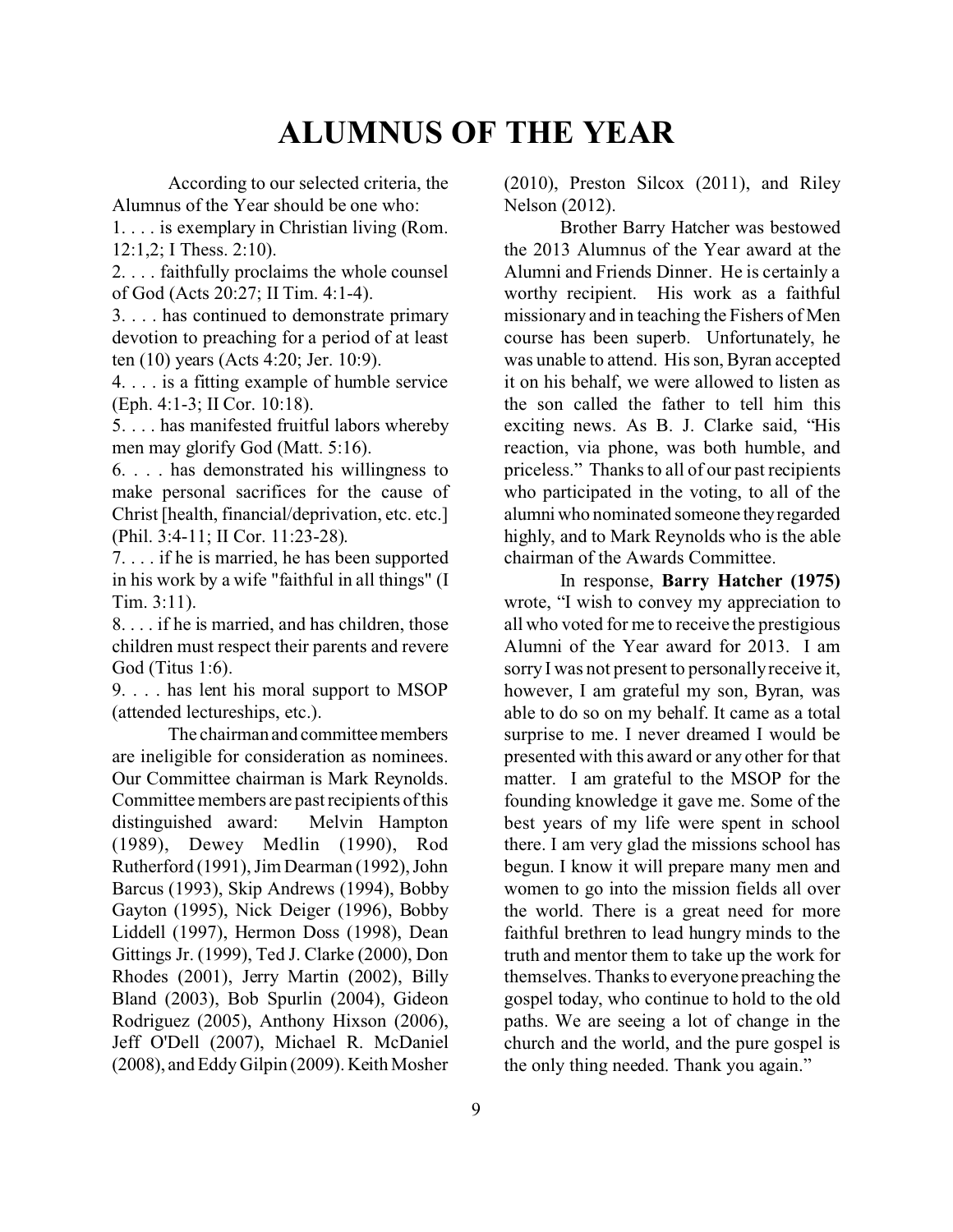# ALUMNUS OF THE YEAR

According to our selected criteria, the Alumnus of the Year should be one who:

1. . . . is exemplary in Christian living (Rom. 12:1,2; I Thess. 2:10).
2. . . . faithfully proclaims the whole counsel of God (Acts 20:27; II Tim. 4:1-4).
3. . . . has continued to demonstrate primary devotion to preaching for a period of at least ten (10) years (Acts 4:20; Jer. 10:9).
4. . . . is a fitting example of humble service (Eph. 4:1-3; II Cor. 10:18).
5. . . . has manifested fruitful labors whereby men may glorify God (Matt. 5:16).
6. . . . has demonstrated his willingness to make personal sacrifices for the cause of Christ [health, financial/deprivation, etc. etc.] (Phil. 3:4-11; II Cor. 11:23-28).
7. . . . if he is married, he has been supported in his work by a wife "faithful in all things" (I Tim. 3:11).
8. . . . if he is married, and has children, those children must respect their parents and revere God (Titus 1:6).
9. . . . has lent his moral support to MSOP (attended lectureships, etc.).

The chairman and committee members are ineligible for consideration as nominees. Our Committee chairman is Mark Reynolds. Committee members are past recipients of this distinguished award: Melvin Hampton (1989), Dewey Medlin (1990), Rod Rutherford (1991), Jim Dearman (1992), John Barcus (1993), Skip Andrews (1994), Bobby Gayton (1995), Nick Deiger (1996), Bobby Liddell (1997), Hermon Doss (1998), Dean Gittings Jr. (1999), Ted J. Clarke (2000), Don Rhodes (2001), Jerry Martin (2002), Billy Bland (2003), Bob Spurlin (2004), Gideon Rodriguez (2005), Anthony Hixson (2006), Jeff O'Dell (2007), Michael R. McDaniel (2008), and Eddy Gilpin (2009). Keith Mosher (2010), Preston Silcox (2011), and Riley Nelson (2012).

Brother Barry Hatcher was bestowed the 2013 Alumnus of the Year award at the Alumni and Friends Dinner. He is certainly a worthy recipient. His work as a faithful missionary and in teaching the Fishers of Men course has been superb. Unfortunately, he was unable to attend. His son, Byran accepted it on his behalf, we were allowed to listen as the son called the father to tell him this exciting news. As B. J. Clarke said, "His reaction, via phone, was both humble, and priceless." Thanks to all of our past recipients who participated in the voting, to all of the alumni who nominated someone they regarded highly, and to Mark Reynolds who is the able chairman of the Awards Committee.

In response, **Barry Hatcher (1975)** wrote, "I wish to convey my appreciation to all who voted for me to receive the prestigious Alumni of the Year award for 2013. I am sorry I was not present to personally receive it, however, I am grateful my son, Byran, was able to do so on my behalf. It came as a total surprise to me. I never dreamed I would be presented with this award or any other for that matter. I am grateful to the MSOP for the founding knowledge it gave me. Some of the best years of my life were spent in school there. I am very glad the missions school has begun. I know it will prepare many men and women to go into the mission fields all over the world. There is a great need for more faithful brethren to lead hungry minds to the truth and mentor them to take up the work for themselves. Thanks to everyone preaching the gospel today, who continue to hold to the old paths. We are seeing a lot of change in the church and the world, and the pure gospel is the only thing needed. Thank you again."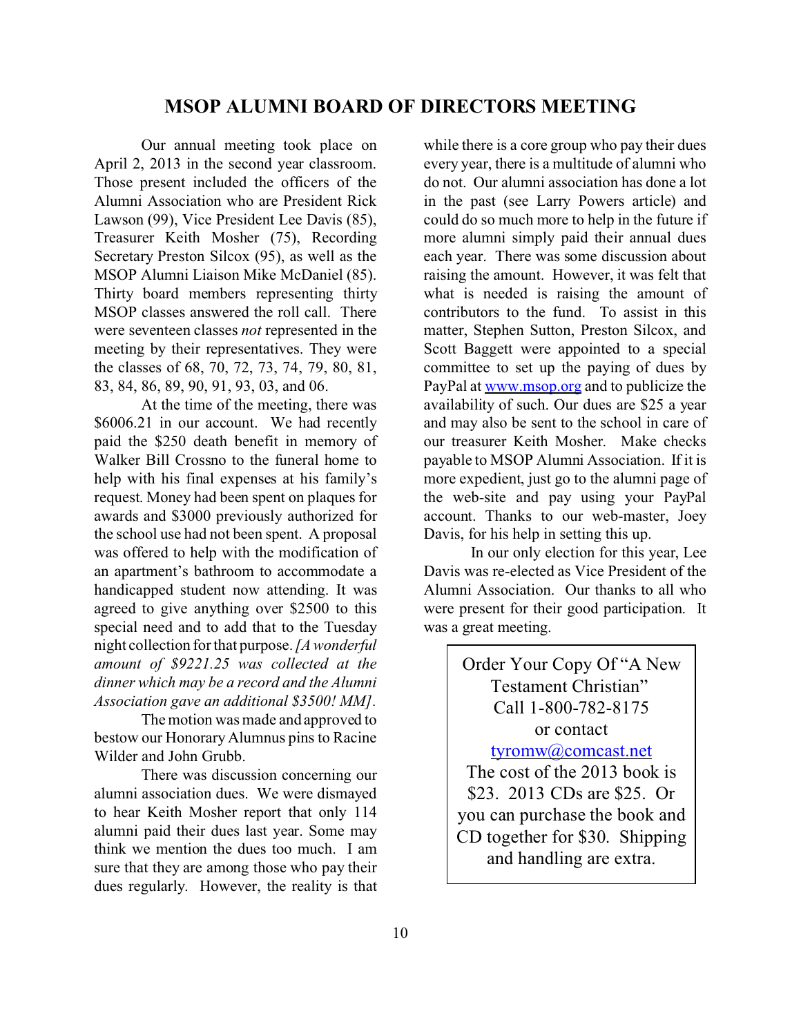# MSOP ALUMNI BOARD OF DIRECTORS MEETING

Our annual meeting took place on April 2, 2013 in the second year classroom. Those present included the officers of the Alumni Association who are President Rick Lawson (99), Vice President Lee Davis (85), Treasurer Keith Mosher (75), Recording Secretary Preston Silcox (95), as well as the MSOP Alumni Liaison Mike McDaniel (85). Thirty board members representing thirty MSOP classes answered the roll call. There were seventeen classes *not* represented in the meeting by their representatives. They were the classes of 68, 70, 72, 73, 74, 79, 80, 81, 83, 84, 86, 89, 90, 91, 93, 03, and 06.

At the time of the meeting, there was $6006.21 in our account. We had recently paid the $250 death benefit in memory of Walker Bill Crossno to the funeral home to help with his final expenses at his family's request. Money had been spent on plaques for awards and $3000 previously authorized for the school use had not been spent. A proposal was offered to help with the modification of an apartment's bathroom to accommodate a handicapped student now attending. It was agreed to give anything over $2500 to this special need and to add that to the Tuesday night collection for that purpose. *[A wonderful amount of $9221.25 was collected at the dinner which may be a record and the Alumni Association gave an additional $3500! MM].*

The motion was made and approved to bestow our Honorary Alumnus pins to Racine Wilder and John Grubb.

There was discussion concerning our alumni association dues. We were dismayed to hear Keith Mosher report that only 114 alumni paid their dues last year. Some may think we mention the dues too much. I am sure that they are among those who pay their dues regularly. However, the reality is that while there is a core group who pay their dues every year, there is a multitude of alumni who do not. Our alumni association has done a lot in the past (see Larry Powers article) and could do so much more to help in the future if more alumni simply paid their annual dues each year. There was some discussion about raising the amount. However, it was felt that what is needed is raising the amount of contributors to the fund. To assist in this matter, Stephen Sutton, Preston Silcox, and Scott Baggett were appointed to a special committee to set up the paying of dues by PayPal at www.msop.org and to publicize the availability of such. Our dues are $25 a year and may also be sent to the school in care of our treasurer Keith Mosher. Make checks payable to MSOP Alumni Association. If it is more expedient, just go to the alumni page of the web-site and pay using your PayPal account. Thanks to our web-master, Joey Davis, for his help in setting this up.

In our only election for this year, Lee Davis was re-elected as Vice President of the Alumni Association. Our thanks to all who were present for their good participation. It was a great meeting.

---

Order Your Copy Of "A New Testament Christian"
Call 1-800-782-8175
or contact
tyromw@comcast.net
The cost of the 2013 book is $23. 2013 CDs are $25. Or you can purchase the book and CD together for $30. Shipping and handling are extra.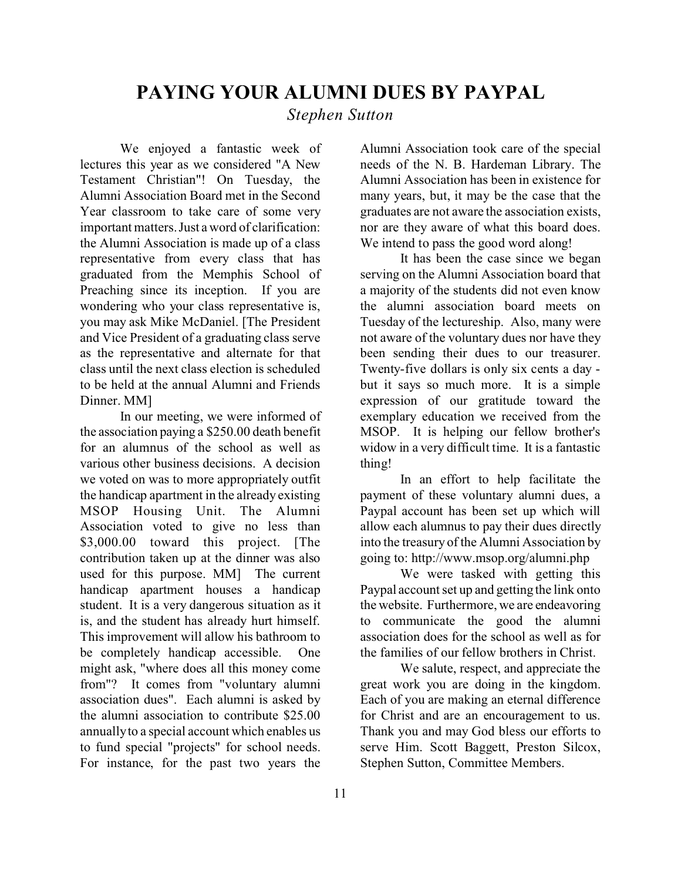# PAYING YOUR ALUMNI DUES BY PAYPAL

*Stephen Sutton*

We enjoyed a fantastic week of lectures this year as we considered "A New Testament Christian"! On Tuesday, the Alumni Association Board met in the Second Year classroom to take care of some very important matters. Just a word of clarification: the Alumni Association is made up of a class representative from every class that has graduated from the Memphis School of Preaching since its inception. If you are wondering who your class representative is, you may ask Mike McDaniel. [The President and Vice President of a graduating class serve as the representative and alternate for that class until the next class election is scheduled to be held at the annual Alumni and Friends Dinner. MM]

In our meeting, we were informed of the association paying a $250.00 death benefit for an alumnus of the school as well as various other business decisions. A decision we voted on was to more appropriately outfit the handicap apartment in the already existing MSOP Housing Unit. The Alumni Association voted to give no less than $3,000.00 toward this project. [The contribution taken up at the dinner was also used for this purpose. MM] The current handicap apartment houses a handicap student. It is a very dangerous situation as it is, and the student has already hurt himself. This improvement will allow his bathroom to be completely handicap accessible. One might ask, "where does all this money come from"? It comes from "voluntary alumni association dues". Each alumni is asked by the alumni association to contribute $25.00 annually to a special account which enables us to fund special "projects" for school needs. For instance, for the past two years the Alumni Association took care of the special needs of the N. B. Hardeman Library. The Alumni Association has been in existence for many years, but, it may be the case that the graduates are not aware the association exists, nor are they aware of what this board does. We intend to pass the good word along!

It has been the case since we began serving on the Alumni Association board that a majority of the students did not even know the alumni association board meets on Tuesday of the lectureship. Also, many were not aware of the voluntary dues nor have they been sending their dues to our treasurer. Twenty-five dollars is only six cents a day - but it says so much more. It is a simple expression of our gratitude toward the exemplary education we received from the MSOP. It is helping our fellow brother's widow in a very difficult time. It is a fantastic thing!

In an effort to help facilitate the payment of these voluntary alumni dues, a Paypal account has been set up which will allow each alumnus to pay their dues directly into the treasury of the Alumni Association by going to: http://www.msop.org/alumni.php

We were tasked with getting this Paypal account set up and getting the link onto the website. Furthermore, we are endeavoring to communicate the good the alumni association does for the school as well as for the families of our fellow brothers in Christ.

We salute, respect, and appreciate the great work you are doing in the kingdom. Each of you are making an eternal difference for Christ and are an encouragement to us. Thank you and may God bless our efforts to serve Him. Scott Baggett, Preston Silcox, Stephen Sutton, Committee Members.